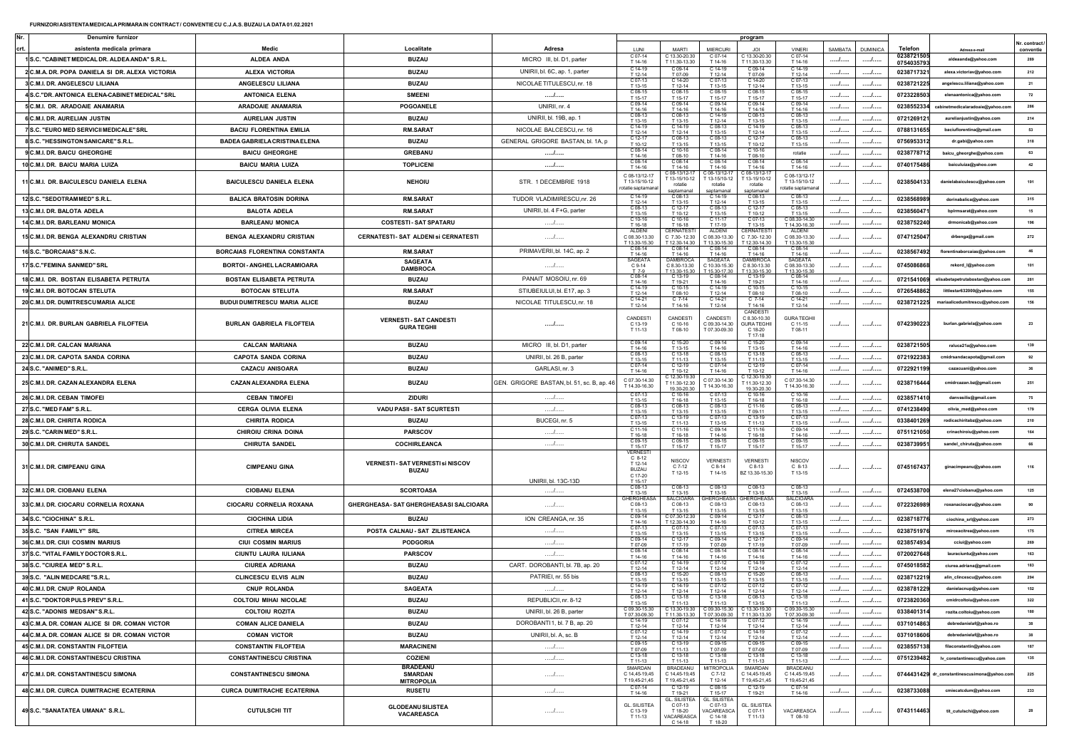# FURNIZORI ASISTENTA MEDICALA PRIMARA IN CONTRACT / CONVENTIE CU C.J.A.S. BUZAU LA DATA 01.02.2021

| Nr. crt. | Denumire furnizor asistenta medicala primara | Medic | Localitate | Adresa | LUNI | MARTI | MIERCURI | JOI | VINERI | SAMBATA | DUMINICA | Telefon | Adresa e-mail | Nr. contract / conventie |
|---|---|---|---|---|---|---|---|---|---|---|---|---|---|---|
| 1 | S.C. "CABINET MEDICAL DR. ALDEA ANDA" S.R.L. | ALDEA ANDA | BUZAU | MICRO III, bl. D1, parter | C 07-14 T 14-16 | C 13.30-20.30 T 11.30-13.30 | C 07-14 T 14-16 | C 13.30-20.30 T 11.30-13.30 | C 07-14 T 14-16 | ..../..... | ..../..... | 0238721505 0754035793 | aldeaanda@yahoo.com | 289 |
| 2 | C.M.A. DR. POPA DANIELA SI DR. ALEXA VICTORIA | ALEXA VICTORIA | BUZAU | UNIRII, bl. 6C, ap. 1, parter | C 14-19 T 12-14 | C 09-14 T 07-09 | C 14-19 T 12-14 | C 09-14 T 07-09 | C 14-19 T 12-14 | ..../..... | ..../..... | 0238717321 | alexa.victoriav@yahoo.com | 212 |
| 3 | C.M.I. DR. ANGELESCU LILIANA | ANGELESCU LILIANA | BUZAU | NICOLAE TITULESCU, nr. 18 | C 07-13 T 13-15 | C 14-20 T 12-14 | C 07-13 T 13-15 | C 14-20 T 12-14 | C 07-13 T 13-15 | ..../..... | ..../..... | 0238721225 | angelescu.liliana@yahoo.com | 21 |
| 4 | S.C."DR. ANTONICA ELENA-CABINET MEDICAL" SRL | ANTONICA ELENA | SMEENI | ..../..... | C 08-15 T 15-17 | C 08-15 T 15-17 | C 08-15 T 15-17 | C 08-15 T 15-17 | C 08-15 T 15-17 | ..../..... | ..../..... | 0723228503 | elenaantonica@yahoo.com | 72 |
| 5 | C.M.I. DR. ARADOAIE ANAMARIA | ARADOAIE ANAMARIA | POGOANELE | UNIRII, nr. 4 | C 09-14 T 14-16 | C 09-14 T 14-16 | C 09-14 T 14-16 | C 09-14 T 14-16 | C 09-14 T 14-16 | ..../..... | ..../..... | 0238552334 | cabinetmedicalaradoaie@yahoo.com | 286 |
| 6 | C.M.I. DR. AURELIAN JUSTIN | AURELIAN JUSTIN | BUZAU | UNIRII, bl. 19B, ap. 1 | C 08-13 T 13-15 | C 08-13 T 13-15 | C 14-19 T 12-14 | C 08-13 T 13-15 | C 08-13 T 13-15 | ..../..... | ..../..... | 0721269121 | aurelianjustin@yahoo.com | 214 |
| 7 | S.C. "EURO MED SERVICII MEDICALE" SRL | BACIU FLORENTINA EMILIA | RM.SARAT | NICOLAE BALCESCU, nr. 16 | C 14-19 T 12-14 | C 14-19 T 12-14 | C 08-13 T 13-15 | C 14-19 T 12-14 | C 08-13 T 13-15 | ..../..... | ..../..... | 0788131655 | baciuflorentina@ymail.com | 53 |
| 8 | S.C. "HESSINGTON SANICARE" S.R.L. | BADEA GABRIELA CRISTINA ELENA | BUZAU | GENERAL GRIGORE BASTAN, bl. 1A, p | C 12-17 T 10-12 | C 08-13 T 13-15 | C 08-13 T 13-15 | C 12-17 T 10-12 | C 08-13 T 13-15 | ..../..... | ..../..... | 0756953312 | dr.gabi@yahoo.com | 318 |
| 9 | C.M.I. DR. BAICU GHEORGHE | BAICU GHEORGHE | GREBANU | ..../..... | C 08-14 T 14-16 | C 10-16 T 08-10 | C 08-14 T 14-16 | C 10-16 T 08-10 | rotatie | ..../..... | ..../..... | 0238778712 | baicu_gheorghe@yahoo.com | 63 |
| 10 | C.M.I. DR. BAICU MARIA LUIZA | BAICU MARIA LUIZA | TOPLICENI | ..../..... | C 08-14 T 14-16 | C 08-14 T 14-16 | C 08-14 T 14-16 | C 08-14 T 14-16 | C 08-14 T 14-16 | ..../..... | ..../..... | 0740175486 | baiculuiza@yahoo.com | 42 |
| 11 | C.M.I. DR. BAICULESCU DANIELA ELENA | BAICULESCU DANIELA ELENA | NEHOIU | STR. 1 DECEMBRIE 1918 | C 08-13/12-17 T 13-15/10-12 rotatie saptamanal | C 08-13/12-17 T 13-15/10-12 rotatie saptamanal | C 08-13/12-17 T 13-15/10-12 rotatie saptamanal | C 08-13/12-17 T 13-15/10-12 rotatie saptamanal | C 08-13/12-17 T 13-15/10-12 rotatie saptamanal | ..../..... | ..../..... | 0238504133 | danielabaiculescu@yahoo.com | 191 |
| 12 | S.C. "SEDOTRAMMED" S.R.L. | BALICA BRATOSIN DORINA | RM.SARAT | TUDOR VLADIMIRESCU, nr. 26 | C 14-19 T 12-14 | C 08-13 T 13-15 | C 14-19 T 12-14 | C 08-13 T 13-15 | C 08-13 T 13-15 | ..../..... | ..../..... | 0238568989 | dorinabalica@yahoo.com | 315 |
| 13 | C.M.I. DR. BALOTA ADELA | BALOTA ADELA | RM.SARAT | UNIRII, bl. 4 F+G, parter | C 08-13 T 13-15 | C 12-17 T 10-12 | C 08-13 T 13-15 | C 12-17 T 10-12 | C 08-13 T 13-15 | ..../..... | ..../..... | 0238560471 | bplrmsarat@yahoo.com | 15 |
| 14 | C.M.I. DR. BARLEANU MONICA | BARLEANU MONICA | COSTESTI - SAT SPATARU | ..../..... | C 10-16 T 16-18 | C 10-16 T 16-18 | C 11-17 T 17-19 | C 07-13 T 13-15 | C 08.30-14.30 T 14.30-16.30 | ..../..... | ..../..... | 0238752240 | drmonicab@yahoo.com | 196 |
| 15 | C.M.I. DR. BENGA ALEXANDRU CRISTIAN | BENGA ALEXANDRU CRISTIAN | CERNATESTI - SAT ALDENI si CERNATESTI | ..../..... | ALDENI C 08.30-13.30 T 13.30-15.30 | CERNATESTI C 7.30- 12.30 T 12.30-14.30 | ALDENI C 08.30-13.30 T 13.30-15.30 | CERNATESTI C 7.30- 12.30 T 12.30-14.30 | ALDENI C 08.30-13.30 T 13.30-15.30 | ..../..... | ..../..... | 0747125047 | drbenga@gmail.com | 272 |
| 16 | S.C. "BORCAIAS" S.N.C. | BORCAIAS FLORENTINA CONSTANTA | RM.SARAT | PRIMAVERII, bl. 14C, ap. 2 | C 08-14 T 14-16 | C 08-14 T 14-16 | C 08-14 T 14-16 | C 08-14 T 14-16 | C 08-14 T 14-16 | ..../..... | ..../..... | 0238567492 | florentinaborcaias@yahoo.com | 46 |
| 17 | S.C."FEMINA SANMED" SRL | BORTOI - ANGHEL LACRAMIOARA | SAGEATA DAMBROCA | ..../..... | SAGEATA C 9-14 T 7-9 | DAMBROCA C 8.30-13.30 T 13.30-15.30 | SAGEATA C 10.30-15.30 T 15.30-17.30 | DAMBROCA C 8.30-13.30 T 13.30-15.30 | SAGEATA C 08.30-13.30 T 13.30-15.30 | ..../..... | ..../..... | 0745086868 | rekord_l@yahoo.com | 101 |
| 18 | C.M.I. DR. BOSTAN ELISABETA PETRUTA | BOSTAN ELISABETA PETRUTA | BUZAU | PANAIT MOSOIU, nr. 69 | C 08-14 T 14-16 | C 13-19 T 19-21 | C 08-14 T 14-16 | C 13-19 T 19-21 | C 08-14 T 14-16 | ..../..... | ..../..... | 0721541069 | elisabetapetrutabostan@yahoo.com | 281 |
| 19 | C.M.I. DR. BOTOCAN STELUTA | BOTOCAN STELUTA | RM.SARAT | STIUBEIULUI, bl. E17, ap. 3 | C 14-19 T 12-14 | C 10-15 T 08-10 | C 14-19 T 12-14 | C 10-15 T 08-10 | C 10-15 T 08-10 | ..../..... | ..../..... | 0726548862 | littlestar632000@yahoo.com | 155 |
| 20 | C.M.I. DR. DUMITRESCU MARIA ALICE | BUDUI DUMITRESCU MARIA ALICE | BUZAU | NICOLAE TITULESCU, nr. 18 | C 14-21 T 12-14 | C 7-14 T 14-16 | C 14-21 T 12-14 | C 7-14 T 14-16 | C 14-21 T 12-14 | ..../..... | ..../..... | 0238721225 | mariaalicedumitrescu@yahoo.com | 156 |
| 21 | C.M.I. DR. BURLAN GABRIELA FILOFTEIA | BURLAN GABRIELA FILOFTEIA | VERNESTI - SAT CANDESTI GURA TEGHII | ..../..... | CANDESTI C 13-19 T 11-13 | CANDESTI C 10-16 T 08-10 | CANDESTI C 09.30-14.30 T 07.30-09.30 | CANDESTI C 8.30-10.30 GURA TEGHII C 18-20 T 17-18 | GURA TEGHII C 11-15 T 08-11 | ..../..... | ..../..... | 0742390223 | burlan.gabriela@yahoo.com | 23 |
| 22 | C.M.I. DR. CALCAN MARIANA | CALCAN MARIANA | BUZAU | MICRO III, bl. D1, parter | C 09-14 T 14-16 | C 15-20 T 13-15 | C 09-14 T 14-16 | C 15-20 T 13-15 | C 09-14 T 14-16 | ..../..... | ..../..... | 0238721505 | raluca21s@yahoo.com | 139 |
| 23 | C.M.I. DR. CAPOTA SANDA CORINA | CAPOTA SANDA CORINA | BUZAU | UNIRII, bl. 26 B, parter | C 08-13 T 13-15 | C 13-18 T 11-13 | C 08-13 T 13-15 | C 13-18 T 11-13 | C 08-13 T 13-15 | ..../..... | ..../..... | 0721922383 | cmidrsandacapota@gmail.com | 92 |
| 24 | S.C. "ANIMED" S.R.L. | CAZACU ANISOARA | BUZAU | GARLASI, nr. 3 | C 07-14 T 14-16 | C 12-19 T 10-12 | C 07-14 T 14-16 | C 12-19 T 10-12 | C 07-14 T 14-16 | ..../..... | ..../..... | 0722921199 | cazacuani@yahoo.com | 36 |
| 25 | C.M.I. DR. CAZAN ALEXANDRA ELENA | CAZAN ALEXANDRA ELENA | BUZAU | GEN. GRIGORE BASTAN, bl. 51, sc. B, ap. 46 | C 07.30-14.30 T 14.30-16.30 | C 12.30-19.30 T 11.30-12.30 19.30-20.30 | C 07.30-14.30 T 14.30-16.30 | C 12.30-19.30 T 11.30-12.30 19.30-20.30 | C 07.30-14.30 T 14.30-16.30 | ..../..... | ..../..... | 0238716444 | cmidrcazan.bz@gmail.com | 251 |
| 26 | C.M.I. DR. CEBAN TIMOFEI | CEBAN TIMOFEI | ZIDURI | ..../..... | C 07-13 T 13-15 | C 10-16 T 16-18 | C 07-13 T 13-15 | C 10-16 T 16-18 | C 10-16 T 16-18 | ..../..... | ..../..... | 0238571410 | danvasilis@gmail.com | 75 |
| 27 | S.C. "MED FAM" S.R.L. | CERGA OLIVIA ELENA | VADU PASII - SAT SCURTESTI | ..../..... | C 08-13 T 13-15 | C 08-13 T 13-15 | C 08-13 T 13-15 | C 11-16 T 09-11 | C 08-13 T 13-15 | ..../..... | ..../..... | 0741238490 | olivia_med@yahoo.com | 179 |
| 28 | C.M.I. DR. CHIRITA RODICA | CHIRITA RODICA | BUZAU | BUCEGI, nr. 5 | C 07-13 T 13-15 | C 13-19 T 11-13 | C 07-13 T 13-15 | C 13-19 T 11-13 | C 07-13 T 13-15 | ..../..... | ..../..... | 0338401269 | rodicachiritabz@yahoo.com | 210 |
| 29 | S.C. "CARIN MED" S.R.L. | CHIROIU CRINA DOINA | PARSCOV | ..../..... | C 11-16 T 16-18 | C 11-16 T 16-18 | C 09-14 T 14-16 | C 11-16 T 16-18 | C 09-14 T 14-16 | ..../..... | ..../..... | 0751121050 | crinachiroiu@yahoo.com | 164 |
| 30 | C.M.I. DR. CHIRUTA SANDEL | CHIRUTA SANDEL | COCHIRLEANCA | ..../..... | C 09-15 T 15-17 | C 09-15 T 15-17 | C 09-15 T 15-17 | C 09-15 T 15-17 | C 09-15 T 15-17 | ..../..... | ..../..... | 0238739951 | sandel_chiruta@yahoo.com | 66 |
| 31 | C.M.I. DR. CIMPEANU GINA | CIMPEANU GINA | VERNESTI - SAT VERNESTI si NISCOV BUZAU | UNIRII, bl. 13C-13D | VERNESTI C 8-12 T 12-14 BUZAU C 17-20 T 15-17 | NISCOV C 7-12 T 12-15 | VERNESTI C 8-14 T 14-15 | VERNESTI C 8-13 BZ 13.30-15.30 | NISCOV C 8-13 T 13-15 | ..../..... | ..../..... | 0745167437 | ginacimpeanu@yahoo.com | 116 |
| 32 | C.M.I. DR. CIOBANU ELENA | CIOBANU ELENA | SCORTOASA | ..../..... | C 08-13 T 13-15 | C 08-13 T 13-15 | C 08-13 T 13-15 | C 08-13 T 13-15 | C 08-13 T 13-15 | ..../..... | ..../..... | 0724538700 | elena27ciobanu@yahoo.com | 125 |
| 33 | C.M.I. DR. CIOCARU CORNELIA ROXANA | CIOCARU CORNELIA ROXANA | GHERGHEASA - SAT GHERGHEASA SI SALCIOARA | ..../..... | GHERGHEASA C 08-13 T 13-15 | SALCIOARA C 08-13 T 13-15 | GHERGHEASA C 08-13 T 13-15 | GHERGHEASA C 08-13 T 13-15 | SALCIOARA C 08-13 T 13-15 | ..../..... | ..../..... | 0722326989 | roxanaciocaru@yahoo.com | 90 |
| 34 | S.C. "CIOCHINA" S.R.L. | CIOCHINA LIDIA | BUZAU | ION CREANGA, nr. 35 | C 09-14 T 14-16 | C 07.30-12.30 T 12.30-14.30 | C 09-14 T 14-16 | C 12-17 T 10-12 | C 08-13 T 13-15 | ..../..... | ..../..... | 0238718776 | ciochina_srl@yahoo.com | 273 |
| 35 | S.C. "SAN FAMILY" SRL | CITREA MIRCEA | POSTA CALNAU - SAT ZILISTEANCA | ..../..... | C 07-13 T 13-15 | C 07-13 T 13-15 | C 07-13 T 13-15 | C 07-13 T 13-15 | C 07-13 T 13-15 | ..../..... | ..../..... | 0238751976 | mirceacitrea@yahoo.com | 175 |
| 36 | C.M.I. DR. CIUI COSMIN MARIUS | CIUI COSMIN MARIUS | PODGORIA | ..../..... | C 09-14 T 07-09 | C 12-17 T 17-19 | C 09-14 T 07-09 | C 12-17 T 17-19 | C 09-14 T 07-09 | ..../..... | ..../..... | 0238574933 | cciui@yahoo.com | 269 |
| 37 | S.C. "VITAL FAMILY DOCTOR S.R.L. | CIUNTU LAURA IULIANA | PARSCOV | ..../..... | C 08-14 T 14-16 | C 08-14 T 14-16 | C 08-14 T 14-16 | C 08-14 T 14-16 | C 08-14 T 14-16 | ..../..... | ..../..... | 0720027648 | lauraciuntu@yahoo.com | 163 |
| 38 | S.C. "CIUREA MED" S.R.L. | CIUREA ADRIANA | BUZAU | CART. DOROBANTI, bl. 7B, ap. 20 | C 07-12 T 12-14 | C 14-19 T 12-14 | C 07-12 T 12-14 | C 14-19 T 12-14 | C 07-12 T 12-14 | ..../..... | ..../..... | 0745018582 | ciurea.adriana@gmail.com | 183 |
| 39 | S.C. "ALIN MEDCARE "S.R.L. | CLINCESCU ELVIS ALIN | BUZAU | PATRIEI, nr. 55 bis | C 08-13 T 13-15 | C 15-20 T 13-15 | C 08-13 T 13-15 | C 15-20 T 13-15 | C 08-13 T 13-15 | ..../..... | ..../..... | 0238712219 | alin_clincescu@yahoo.com | 294 |
| 40 | C.M.I. DR. CNUP ROLANDA | CNUP ROLANDA | SAGEATA | ..../..... | C 14-19 T 12-14 | C 14-19 T 12-14 | C 07-12 T 12-14 | C 14-19 T 12-14 | C 07-12 T 12-14 | ..../..... | ..../..... | 0238781229 | danielacnup@yahoo.com | 152 |
| 41 | S.C. "DOKTOR PULS PREV" S.R.L. | COLTOIU MIHAI NICOLAE | BUZAU | REPUBLICII, nr. 8-12 | C 08-13 T 13-15 | C 13-18 T 11-13 | C 08-13 T 11-13 | C 13-18 T 13-15 | C 13-18 T 11-13 | ..../..... | ..../..... | 0238203603 | cmidrcoltoiu@yahoo.com | 322 |
| 42 | S.C. "ADONIS MEDSAN" S.R.L. | COLTOIU ROZITA | BUZAU | UNIRII, bl. 26 B, parter | C 09.30-15.30 T 07.30-09.30 | C 13.30-19.30 T 11.30-13.30 | C 09.30-15.30 T 07.30-09.30 | C 13.30-19.30 T 11.30-13.30 | C 09.30-15.30 T 07.30-09.30 | ..../..... | ..../..... | 0338401314 | rozita.coltoiu@yahoo.com | 180 |
| 43 | C.M.A. DR. COMAN ALICE SI DR. COMAN VICTOR | COMAN ALICE DANIELA | BUZAU | DOROBANTI 1, bl. 7 B, ap. 20 | C 14-19 T 12-14 | C 07-12 T 12-14 | C 14-19 T 12-14 | C 07-12 T 12-14 | C 14-19 T 12-14 | ..../..... | ..../..... | 0371014863 | dobredanielaf@yahoo.ro | 38 |
| 44 | C.M.A. DR. COMAN ALICE SI DR. COMAN VICTOR | COMAN VICTOR | BUZAU | UNIRII, bl. A, sc. B | C 07-12 T 12-14 | C 14-19 T 12-14 | C 07-12 T 12-14 | C 14-19 T 12-14 | C 07-12 T 12-14 | ..../..... | ..../..... | 0371018606 | dobredanielaf@yahoo.ro | 38 |
| 45 | C.M.I. DR. CONSTANTIN FILOFTEIA | CONSTANTIN FILOFTEIA | MARACINENI | ..../..... | C 09-15 T 07-09 | C 13-19 T 11-13 | C 09-15 T 07-09 | C 09-15 T 07-09 | C 09-15 T 07-09 | ..../..... | ..../..... | 0238557138 | filaconstantin@yahoo.com | 187 |
| 46 | C.M.I. DR. CONSTANTINESCU CRISTINA | CONSTANTINESCU CRISTINA | COZIENI | ..../..... | C 13-18 T 11-13 | C 13-18 T 11-13 | C 13-18 T 11-13 | C 13-18 T 11-13 | C 13-18 T 11-13 | ..../..... | ..../..... | 0751239482 | lv_constantinescu@yahoo.com | 135 |
| 47 | C.M.I. DR. CONSTANTINESCU SIMONA | CONSTANTINESCU SIMONA | BRADEANU SMARDAN MITROPOLIA | ..../..... | SMARDAN C 14,45-19,45 T 19,45-21,45 | BRADEANU C 14,45-19,45 T 19,45-21,45 | MITROPOLIA C 7-12 T 12-14 | SMARDAN C 14,45-19,45 T 19,45-21,45 | BRADEANU C 14,45-19,45 T 19,45-21,45 | ..../..... | ..../..... | 0744431429 | dr_constantinescusimona@yahoo.com | 225 |
| 48 | C.M.I. DR. CURCA DUMITRACHE ECATERINA | CURCA DUMITRACHE ECATERINA | RUSETU | ..../..... | C 07-14 T 14-16 | C 12-19 T 19-21 | C 08-15 T 15-17 | C 12-19 T 19-21 | C 07-14 T 14-16 | ..../..... | ..../..... | 0238733088 | cmiecatcdum@yahoo.com | 233 |
| 49 | S.C. "SANATATEA UMANA" S.R.L. | CUTULSCHI TIT | GLODEANU SILISTEA VACAREASCA | ..../..... | GL. SILISTEA C 13-19 T 11-13 | GL. SILISTEA C 07-13 T 18-20 VACAREASCA C 14-18 | GL. SILISTEA C 07-13 VACAREASCA C 14-18 T 18-20 | GL. SILISTEA C 07-11 T 11-13 | VACAREASCA T 08-10 | ..../..... | ..../..... | 0743114463 | tit_cutulschi@yahoo.com | 28 |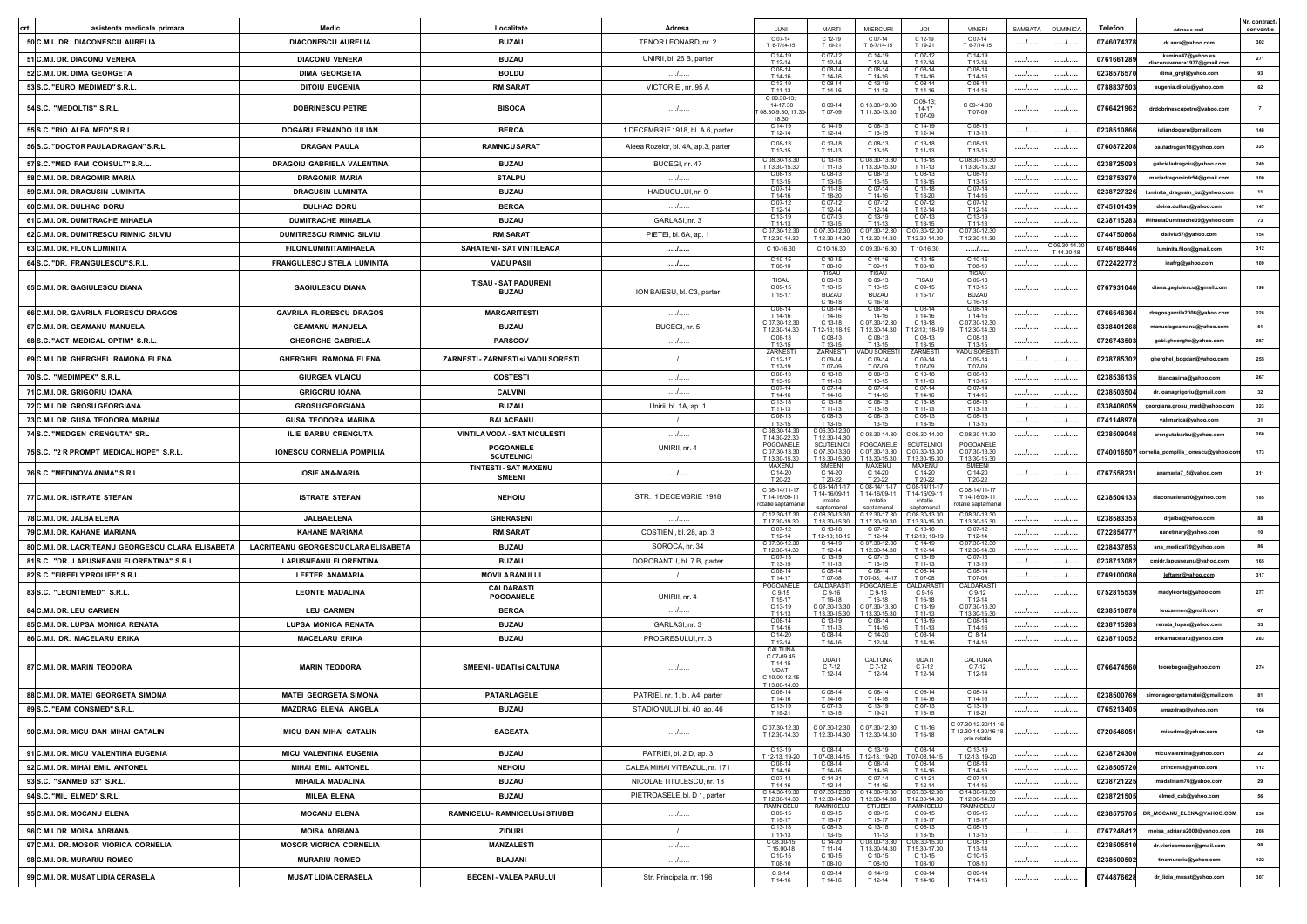| crt. | asistenta medicala primara | Medic | Localitate | Adresa | LUNI | MARTI | MIERCURI | JOI | VINERI | SAMBATA | DUMINICA | Telefon | Adresa e-mail | Nr. contract/ conventie |
|---|---|---|---|---|---|---|---|---|---|---|---|---|---|---|
| 50 | C.M.I. DR. DIACONESCU AURELIA | DIACONESCU AURELIA | BUZAU | TENOR LEONARD, nr. 2 | C 07-14 T 6-7/14-15 | C 12-19 T 19-21 | C 07-14 T 6-7/14-15 | C 12-19 T 19-21 | C 07-14 T 6-7/14-15 | ...../...... | ...../...... | 0746074378 | dr.aura@yahoo.com | 302 |
| 51 | C.M.I. DR. DIACONU VENERA | DIACONU VENERA | BUZAU | UNIRII, bl. 26 B, parter | C 14-19 T 12-14 | C 07-12 T 12-14 | C 14-19 T 12-14 | C 07-12 T 12-14 | C 14-19 T 12-14 | ...../...... | ...../...... | 0761661289 | kamina47@yahoo.es diaconuvenera1977@gmail.com | 271 |
| 52 | C.M.I. DR. DIMA GEORGETA | DIMA GEORGETA | BOLDU | ...../...... | C 08-14 T 14-16 | C 08-14 T 14-16 | C 08-14 T 14-16 | C 08-14 T 14-16 | C 08-14 T 14-16 | ...../...... | ...../...... | 0238576570 | dima_grgt@yahoo.com | 93 |
| 53 | S.C. "EURO MEDIMED" S.R.L. | DITOIU EUGENIA | RM.SARAT | VICTORIEI, nr. 95 A | C 13-19 T 11-13 | C 08-14 T 14-16 | C 13-19 T 11-13 | C 08-14 T 14-16 | C 08-14 T 14-16 | ...../...... | ...../...... | 0788837503 | eugenia.ditoiu@yahoo.com | 62 |
| 54 | S.C. "MEDOLTIS" S.R.L. | DOBRINESCU PETRE | BISOCA | ...../...... | C 09.30-13; 14-17.30 T 08.30-9.30; 17.30-18.30 | C 09-14 T 07-09 | C 13.30-19.00 T 11.30-13.30 | C 09-13; 14-17 T 07-09 | C 09-14.30 T 07-09 | ...../...... | ...../...... | 0766421962 | drdobrinescupetre@yahoo.com | 7 |
| 55 | S.C. "RIO ALFA MED" S.R.L. | DOGARU ERNANDO IULIAN | BERCA | 1 DECEMBRIE 1918, bl. A 6, parter | C 14-19 T 12-14 | C 14-19 T 12-14 | C 08-13 T 13-15 | C 14-19 T 12-14 | C 08-13 T 13-15 | ...../...... | ...../...... | 0238510866 | iuliandogaru@gmail.com | 148 |
| 56 | S.C. "DOCTOR PAULA DRAGAN" S.R.L. | DRAGAN PAULA | RAMNICU SARAT | Aleea Rozelor, bl. 4A, ap.3, parter | C 08-13 T 13-15 | C 13-18 T 11-13 | C 08-13 T 13-15 | C 13-18 T 11-13 | C 08-13 T 13-15 | ...../...... | ...../...... | 0760872208 | pauladragan16@yahoo.com | 325 |
| 57 | S.C. "MED FAM CONSULT" S.R.L. | DRAGOIU GABRIELA VALENTINA | BUZAU | BUCEGI, nr. 47 | C 08.30-13.30 T 13.30-15.30 | C 13-18 T 11-13 | C 08.30-13.30 T 13.30-15.30 | C 13-18 T 11-13 | C 08.30-13.30 T 13.30-15.30 | ...../...... | ...../...... | 0238725093 | gabrieladragoiu@yahoo.com | 249 |
| 58 | C.M.I. DR. DRAGOMIR MARIA | DRAGOMIR MARIA | STALPU | ...../...... | C 08-13 T 13-15 | C 08-13 T 13-15 | C 08-13 T 13-15 | C 08-13 T 13-15 | C 08-13 T 13-15 | ...../...... | ...../...... | 0238573970 | mariadragomirdr54@gmail.com | 100 |
| 59 | C.M.I. DR. DRAGUSIN LUMINITA | DRAGUSIN LUMINITA | BUZAU | HAIDUCULUI, nr. 9 | C 07-14 T 14-16 | C 11-18 T 18-20 | C 07-14 T 14-16 | C 11-18 T 18-20 | C 07-14 T 14-16 | ...../...... | ...../...... | 0238727326 | luminita_dragusin_bz@yahoo.com | 11 |
| 60 | C.M.I. DR. DULHAC DORU | DULHAC DORU | BERCA | ...../...... | C 07-12 T 12-14 | C 07-12 T 12-14 | C 07-12 T 12-14 | C 07-12 T 12-14 | C 07-12 T 12-14 | ...../...... | ...../...... | 0745101439 | doina.dulhac@yahoo.com | 147 |
| 61 | C.M.I. DR. DUMITRACHE MIHAELA | DUMITRACHE MIHAELA | BUZAU | GARLASI, nr. 3 | C 13-19 T 11-13 | C 07-13 T 13-15 | C 13-19 T 11-13 | C 07-13 T 13-15 | C 13-19 T 11-13 | ...../...... | ...../...... | 0238715283 | MihaelaDumitrache09@yahoo.com | 73 |
| 62 | C.M.I. DR. DUMITRESCU RIMNIC SILVIU | DUMITRESCU RIMNIC SILVIU | RM.SARAT | PIETEI, bl. 6A, ap. 1 | C 07.30-12.30 T 12.30-14.30 | C 07.30-12.30 T 12.30-14.30 | C 07.30-12.30 T 12.30-14.30 | C 07.30-12.30 T 12.30-14.30 | C 07.30-12.30 T 12.30-14.30 | ...../...... | ...../...... | 0744750868 | dsilviu57@yahoo.com | 154 |
| 63 | C.M.I. DR. FILON LUMINITA | FILON LUMINITA MIHAELA | SAHATENI - SAT VINTILEACA | ...../...... | C 10-16.30 | C 10-16.30 | C 09.30-16.30 | T 10-16.30 | ...../...... | ...../...... | C 09.30-14.30 T 14.30-18 | 0746788446 | luminita.filon@gmail.com | 312 |
| 64 | S.C. "DR. FRANGULESCU" S.R.L. | FRANGULESCU STELA LUMINITA | VADU PASII | ...../...... | C 10-15 T 08-10 | C 10-15 T 08-10 | C 11-16 T 09-11 | C 10-15 T 08-10 | C 10-15 T 08-10 | ...../...... | ...../...... | 0722422772 | inafrg@yahoo.com | 109 |
| 65 | C.M.I. DR. GAGIULESCU DIANA | GAGIULESCU DIANA | TISAU - SAT PADURENI BUZAU | ION BAIESU, bl. C3, parter | TISAU C 09-15 T 15-17 | TISAU C 09-13 T 13-15 BUZAU C 16-18 | TISAU C 09-13 T 13-15 BUZAU C 16-18 | TISAU C 09-15 T 15-17 | TISAU C 09-13 T 13-15 BUZAU C 16-18 | ...../...... | ...../...... | 0767931040 | diana.gagiulescu@gmail.com | 198 |
| 66 | C.M.I. DR. GAVRILA FLORESCU DRAGOS | GAVRILA FLORESCU DRAGOS | MARGARITESTI | ...../...... | C 08-14 T 14-16 | C 08-14 T 14-16 | C 08-14 T 14-16 | C 08-14 T 14-16 | C 08-14 T 14-16 | ...../...... | ...../...... | 0766546364 | dragosgavrila2006@yahoo.com | 228 |
| 67 | C.M.I. DR. GEAMANU MANUELA | GEAMANU MANUELA | BUZAU | BUCEGI, nr. 5 | C 07.30-12.30 T 12.30-14.30 | C 13-18 T 12-13; 18-19 | C 07.30-12.30 T 12.30-14.30 | C 13-18 T 12-13; 18-19 | C 07.30-12.30 T 12.30-14.30 | ...../...... | ...../...... | 0338401268 | manuelageamanu@yahoo.com | 51 |
| 68 | S.C. "ACT MEDICAL OPTIM" S.R.L. | GHEORGHE GABRIELA | PARSCOV | ...../...... | C 08-13 T 13-15 | C 08-13 T 13-15 | C 08-13 T 13-15 | C 08-13 T 13-15 | C 08-13 T 13-15 | ...../...... | ...../...... | 0726743503 | gabi.gheorghe@yahoo.com | 287 |
| 69 | C.M.I. DR. GHERGHEL RAMONA ELENA | GHERGHEL RAMONA ELENA | ZARNESTI - ZARNESTI si VADU SORESTI | ...../...... | ZARNESTI C 12-17 T 17-19 | ZARNESTI C 09-14 T 07-09 | VADU SORESTI C 09-14 T 07-09 | ZARNESTI C 09-14 T 07-09 | VADU SORESTI C 09-14 T 07-09 | ...../...... | ...../...... | 0238785302 | gherghel_bogdan@yahoo.com | 255 |
| 70 | S.C. "MEDIMPEX" S.R.L. | GIURGEA VLAICU | COSTESTI | ...../...... | C 08-13 T 13-15 | C 13-18 T 11-13 | C 08-13 T 13-15 | C 13-18 T 11-13 | C 08-13 T 13-15 | ...../...... | ...../...... | 0238536135 | biancasima@yahoo.com | 267 |
| 71 | C.M.I. DR. GRIGORIU IOANA | GRIGORIU IOANA | CALVINI | ...../...... | C 07-14 T 14-16 | C 07-14 T 14-16 | C 07-14 T 14-16 | C 07-14 T 14-16 | C 07-14 T 14-16 | ...../...... | ...../...... | 0238503504 | dr.ioanagrigoriu@gmail.com | 32 |
| 72 | C.M.I. DR. GROSU GEORGIANA | GROSU GEORGIANA | BUZAU | Unirii, bl. 1A, ap. 1 | C 13-18 T 11-13 | C 13-18 T 11-13 | C 08-13 T 13-15 | C 13-18 T 11-13 | C 08-13 T 13-15 | ...../...... | ...../...... | 0338408059 | georgiana.grosu_med@yahoo.com | 323 |
| 73 | C.M.I. DR. GUSA TEODORA MARINA | GUSA TEODORA MARINA | BALACEANU | ...../...... | C 08-13 T 13-15 | C 08-13 T 13-15 | C 08-13 T 13-15 | C 08-13 T 13-15 | C 08-13 T 13-15 | ...../...... | ...../...... | 0741148970 | valimarica@yahoo.com | 31 |
| 74 | S.C. "MEDGEN CRENGUTA" SRL | ILIE BARBU CRENGUTA | VINTILA VODA - SAT NICULESTI | ...../...... | C 08.30-14.30 T 14.30-22.30 | C 06.30-12.30 T 12.30-14.30 | C 08.30-14.30 | C 08.30-14.30 | C 08.30-14.30 | ...../...... | ...../...... | 0238509048 | crengutabarbu@yahoo.com | 260 |
| 75 | S.C. "2 R PROMPT MEDICAL HOPE" S.R.L. | IONESCU CORNELIA POMPILIA | POGOANELE SCUTELNICI | UNIRII, nr. 4 | POGOANELE C 07.30-13.30 T 13.30-15.30 | SCUTELNICI C 07.30-13.30 T 13.30-15.30 | POGOANELE C 07.30-13.30 T 13.30-15.30 | SCUTELNICI C 07.30-13.30 T 13.30-15.30 | POGOANELE C 07.30-13.30 T 13.30-15.30 | ...../...... | ...../...... | 0740016507 | cornelia_pompilia_ionescu@yahoo.com | 173 |
| 76 | S.C. "MEDINOVA ANMA" S.R.L. | IOSIF ANA-MARIA | TINTESTI - SAT MAXENU SMEENI | ...../...... | MAXENU C 14-20 T 20-22 | SMEENI C 14-20 T 20-22 | MAXENU C 14-20 T 20-22 | MAXENU C 14-20 T 20-22 | SMEENI C 14-20 T 20-22 | ...../...... | ...../...... | 0767558231 | anamaria7_5@yahoo.com | 311 |
| 77 | C.M.I. DR. ISTRATE STEFAN | ISTRATE STEFAN | NEHOIU | STR. 1 DECEMBRIE 1918 | C 08-14/11-17 T 14-16/09-11 rotatie saptamanal | C 08-14/11-17 T 14-16/09-11 rotatie saptamanal | C 08-14/11-17 T 14-16/09-11 rotatie saptamanal | C 08-14/11-17 T 14-16/09-11 rotatie saptamanal | C 08-14/11-17 T 14-16/09-11 rotatie saptamanal | ...../...... | ...../...... | 0238504133 | diaconuelena90@yahoo.com | 185 |
| 78 | C.M.I. DR. JALBA ELENA | JALBA ELENA | GHERASENI | ...../...... | C 12.30-17.30 T 17.30-19.30 | C 08.30-13.30 T 13.30-15.30 | C 12.30-17.30 T 17.30-19.30 | C 08.30-13.30 T 13.30-15.30 | C 08.30-13.30 T 13.30-15.30 | ...../...... | ...../...... | 0238583353 | drjalba@yahoo.com | 88 |
| 79 | C.M.I. DR. KAHANE MARIANA | KAHANE MARIANA | RM.SARAT | COSTIENI, bl. 28, ap. 3 | C 07-12 T 12-14 | C 13-18 T 12-13; 18-19 | C 07-12 T 12-14 | C 13-18 T 12-13; 18-19 | C 07-12 T 12-14 | ...../...... | ...../...... | 0722854777 | nanetmary@yahoo.com | 10 |
| 80 | C.M.I. DR. LACRITEANU GEORGESCU CLARA ELISABETA | LACRITEANU GEORGESCU CLARA ELISABETA | BUZAU | SOROCA, nr. 34 | C 07.30-12.30 T 12.30-14.30 | C 14-19 T 12-14 | C 07.30-12.30 T 12.30-14.30 | C 14-19 T 12-14 | C 07.30-12.30 T 12.30-14.30 | ...../...... | ...../...... | 0238437853 | ana_medical79@yahoo.com | 86 |
| 81 | S.C. "DR. LAPUSNEANU FLORENTINA" S.R.L. | LAPUSNEANU FLORENTINA | BUZAU | DOROBANTII, bl. 7 B, parter | C 07-13 T 13-15 | C 13-19 T 11-13 | C 07-13 T 13-15 | C 13-19 T 11-13 | C 07-13 T 13-15 | ...../...... | ...../...... | 0238713082 | cmidr.lapusneanu@yahoo.com | 165 |
| 82 | S.C. "FIREFLY PROLIFE" S.R.L. | LEFTER ANAMARIA | MOVILA BANULUI | ...../...... | C 08-14 T 14-17 | C 08-14 T 07-08 | C 08-14 T 07-08; 14-17 | C 08-14 T 07-08 | C 08-14 T 07-08 | ...../...... | ...../...... | 0769100080 | leftamr@yahoo.com | 317 |
| 83 | S.C. "LEONTEMED" S.R.L. | LEONTE MADALINA | CALDARASTI POGOANELE | UNIRII, nr. 4 | POGOANELE C 9-15 T 15-17 | CALDARASTI C 9-16 T 16-18 | POGOANELE C 9-16 T 16-18 | CALDARASTI C 9-16 T 16-18 | CALDARASTI C 9-12 T 12-14 | ...../...... | ...../...... | 0752815539 | madyleonte@yahoo.com | 277 |
| 84 | C.M.I. DR. LEU CARMEN | LEU CARMEN | BERCA | ...../...... | C 13-19 T 11-13 | C 07.30-13.30 T 13.30-15.30 | C 07.30-13.30 T 13.30-15.30 | C 13-19 T 11-13 | C 07.30-13.30 T 13.30-15.30 | ...../...... | ...../...... | 0238510878 | leucarmen@gmail.com | 67 |
| 85 | C.M.I. DR. LUPSA MONICA RENATA | LUPSA MONICA RENATA | BUZAU | GARLASI, nr. 3 | C 08-14 T 14-16 | C 13-19 T 11-13 | C 08-14 T 14-16 | C 13-19 T 11-13 | C 08-14 T 14-16 | ...../...... | ...../...... | 0238715283 | renata_lupsa@yahoo.com | 33 |
| 86 | C.M.I. DR. MACELARU ERIKA | MACELARU ERIKA | BUZAU | PROGRESULUI, nr. 3 | C 14-20 T 12-14 | C 08-14 T 14-16 | C 14-20 T 12-14 | C 08-14 T 14-16 | C 8-14 T 14-16 | ...../...... | ...../...... | 0238710052 | erikamacelaru@yahoo.com | 283 |
| 87 | C.M.I. DR. MARIN TEODORA | MARIN TEODORA | SMEENI - UDATI si CALTUNA | ...../...... | CALTUNA C 07-09.45 T 14-15 UDATI C 10.00-12.15 T 13.00-14.00 | UDATI C 7-12 T 12-14 | CALTUNA C 7-12 T 12-14 | UDATI C 7-12 T 12-14 | CALTUNA C 7-12 T 12-14 | ...../...... | ...../...... | 0766474560 | teorebegea@yahoo.com | 274 |
| 88 | C.M.I. DR. MATEI GEORGETA SIMONA | MATEI GEORGETA SIMONA | PATARLAGELE | PATRIEI, nr. 1, bl. A4, parter | C 08-14 T 14-16 | C 08-14 T 14-16 | C 08-14 T 14-16 | C 08-14 T 14-16 | C 08-14 T 14-16 | ...../...... | ...../...... | 0238500769 | simonageorgetamatei@gmail.com | 81 |
| 89 | S.C. "EAM CONSMED" S.R.L. | MAZDRAG ELENA ANGELA | BUZAU | STADIONULUI, bl. 40, ap. 46 | C 13-19 T 19-21 | C 07-13 T 13-15 | C 13-19 T 19-21 | C 07-13 T 13-15 | C 13-19 T 19-21 | ...../...... | ...../...... | 0765213405 | amazdrag@yahoo.com | 166 |
| 90 | C.M.I. DR. MICU DAN MIHAI CATALIN | MICU DAN MIHAI CATALIN | SAGEATA | ...../...... | C 07.30-12.30 T 12.30-14.30 | C 07.30-12.30 T 12.30-14.30 | C 07.30-12.30 T 12.30-14.30 | C 11-16 T 16-18 | C 07.30-12.30/11-16 T 12.30-14.30/16-18 prin rotatie | ...../...... | ...../...... | 0720546051 | micudmc@yahoo.com | 129 |
| 91 | C.M.I. DR. MICU VALENTINA EUGENIA | MICU VALENTINA EUGENIA | BUZAU | PATRIEI, bl. 2 D, ap. 3 | C 13-19 T 12-13, 19-20 | C 08-14 T 07-08, 14-15 | C 13-19 T 12-13, 19-20 | C 08-14 T 07-08, 14-15 | C 13-19 T 12-13, 19-20 | ...../...... | ...../...... | 0238724300 | micu.valentina@yahoo.com | 22 |
| 92 | C.M.I. DR. MIHAI EMIL ANTONEL | MIHAI EMIL ANTONEL | NEHOIU | CALEA MIHAI VITEAZUL, nr. 171 | C 08-14 T 14-16 | C 08-14 T 14-16 | C 08-14 T 14-16 | C 08-14 T 14-16 | C 08-14 T 14-16 | ...../...... | ...../...... | 0238505720 | crincenul@yahoo.com | 112 |
| 93 | S.C. "SANMED 63" S.R.L. | MIHAILA MADALINA | BUZAU | NICOLAE TITULESCU, nr. 18 | C 07-14 T 14-16 | C 14-21 T 12-14 | C 07-14 T 14-16 | C 14-21 T 12-14 | C 07-14 T 14-16 | ...../...... | ...../...... | 0238721225 | madalinam76@yahoo.com | 29 |
| 94 | S.C. "MIL ELMED" S.R.L. | MILEA ELENA | BUZAU | PIETROASELE, bl. D 1, parter | C 14.30-19.30 T 12.30-14.30 | C 07.30-12.30 T 12.30-14.30 | C 14.30-19.30 T 12.30-14.30 | C 07.30-12.30 T 12.30-14.30 | C 14.30-19.30 T 12.30-14.30 | ...../...... | ...../...... | 0238721505 | elmed_cab@yahoo.com | 56 |
| 95 | C.M.I. DR. MOCANU ELENA | MOCANU ELENA | RAMNICELU - RAMNICELU si STIUBEI | ...../...... | RAMNICELU C 09-15 T 15-17 | RAMNICELU C 09-15 T 15-17 | STIUBEI C 09-15 T 15-17 | RAMNICELU C 09-15 T 15-17 | RAMNICELU C 09-15 T 15-17 | ...../...... | ...../...... | 0238575705 | DR_MOCANU_ELENA@YAHOO.COM | 230 |
| 96 | C.M.I. DR. MOISA ADRIANA | MOISA ADRIANA | ZIDURI | ...../...... | C 13-18 T 11-13 | C 08-13 T 13-15 | C 13-18 T 11-13 | C 08-13 T 13-15 | C 08-13 T 13-15 | ...../...... | ...../...... | 0767248412 | moisa_adriana2009@yahoo.com | 208 |
| 97 | C.M.I. DR. MOSOR VIORICA CORNELIA | MOSOR VIORICA CORNELIA | MANZALESTI | ...../...... | C 08.30-15 T 15.00-18 | C 14-20 T 11-14 | C 08.00-13.30 T 13.30-14.30 | C 08.30-15.30 T 15.30-17.30 | C 08-13 T 11-14 | ...../...... | ...../...... | 0238505510 | dr.vioricamosor@gmail.com | 98 |
| 98 | C.M.I. DR. MURARIU ROMEO | MURARIU ROMEO | BLAJANI | ...../...... | C 10-15 T 08-10 | C 10-15 T 08-10 | C 10-15 T 08-10 | C 10-15 T 08-10 | C 10-15 T 08-10 | ...../...... | ...../...... | 0238500502 | tinamurariu@yahoo.com | 122 |
| 99 | C.M.I. DR. MUSAT LIDIA CERASELA | MUSAT LIDIA CERASELA | BECENI - VALEA PARULUI | Str. Principala, nr. 196 | C 9-14 T 14-16 | C 09-14 T 14-16 | C 14-19 T 12-14 | C 09-14 T 14-16 | C 09-14 T 14-16 | ...../...... | ...../...... | 0744876628 | dr_lidia_musat@yahoo.com | 207 |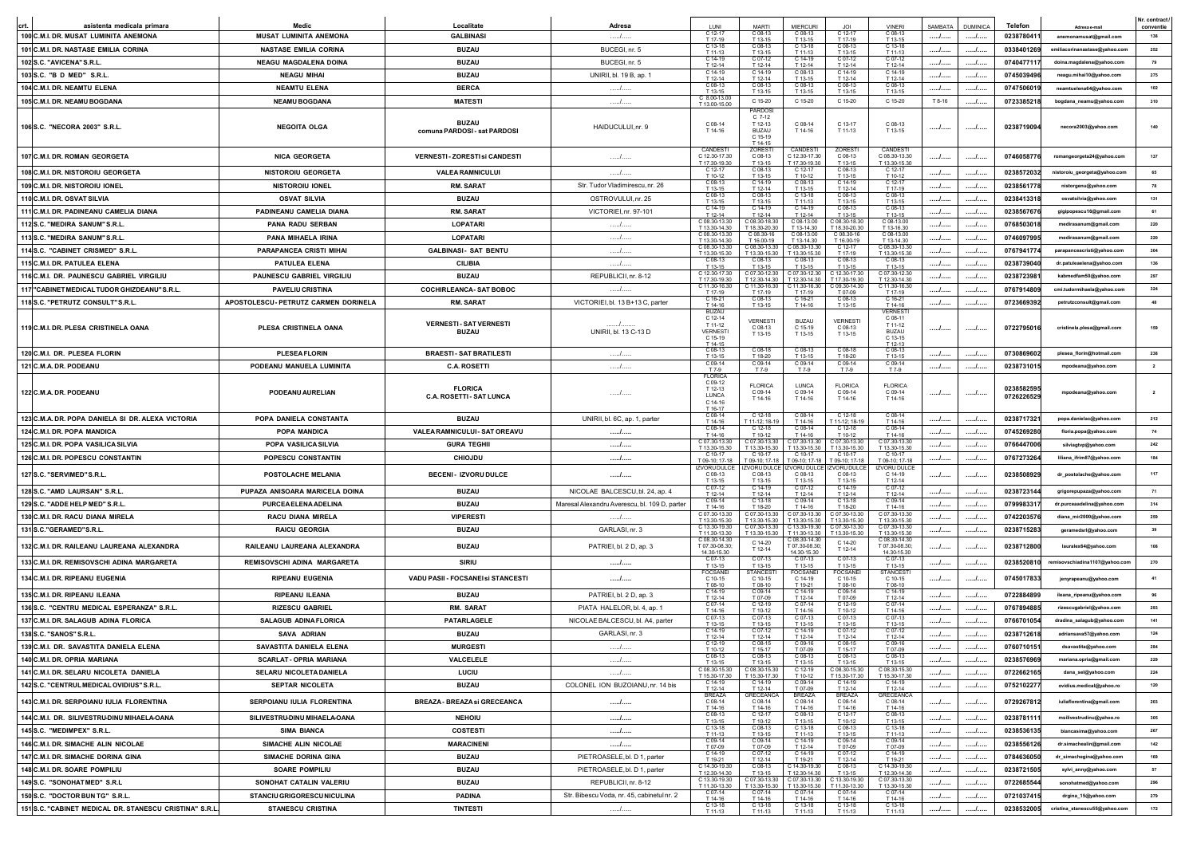| crt. | asistenta medicala primara | Medic | Localitate | Adresa | LUNI | MARTI | MIERCURI | JOI | VINERI | SAMBATA | DUMINICA | Telefon | Adresa e-mail | Nr. contract/ conventie |
|---|---|---|---|---|---|---|---|---|---|---|---|---|---|---|
| 100 | C.M.I. DR. MUSAT LUMINITA ANEMONA | MUSAT LUMINITA ANEMONA | GALBINASI | ...../..... | C 12-17 T 17-19 | C 08-13 T 13-15 | C 08-13 T 13-15 | C 12-17 T 17-19 | C 08-13 T 13-15 | ...../..... | ...../..... | 0238780411 | anemonamusat@gmail.com | 138 |
| 101 | C.M.I. DR. NASTASE EMILIA CORINA | NASTASE EMILIA CORINA | BUZAU | BUCEGI, nr. 5 | C 13-18 T 11-13 | C 08-13 T 13-15 | C 13-18 T 11-13 | C 08-13 T 13-15 | C 13-18 T 11-13 | ...../..... | ...../..... | 0338401269 | emiliacorinanastase@yahoo.com | 252 |
| 102 | S.C. "AVICENA" S.R.L. | NEAGU MAGDALENA DOINA | BUZAU | BUCEGI, nr. 5 | C 14-19 T 12-14 | C 07-12 T 12-14 | C 14-19 T 12-14 | C 07-12 T 12-14 | C 07-12 T 12-14 | ...../..... | ...../..... | 0740477117 | doina.magdalena@yahoo.com | 79 |
| 103 | S.C. "B D MED" S.R.L. | NEAGU MIHAI | BUZAU | UNIRII, bl. 19 B, ap. 1 | C 14-19 T 12-14 | C 14-19 T 12-14 | C 08-13 T 13-15 | C 14-19 T 12-14 | C 14-19 T 12-14 | ...../..... | ...../..... | 0745039496 | neagu.mihai10@yahoo.com | 275 |
| 104 | C.M.I. DR. NEAMTU ELENA | NEAMTU ELENA | BERCA | ...../..... | C 08-13 T 13-15 | C 08-13 T 13-15 | C 08-13 T 13-15 | C 08-13 T 13-15 | C 08-13 T 13-15 | ...../..... | ...../..... | 0747506019 | neamtuelena64@yahoo.com | 162 |
| 105 | C.M.I. DR. NEAMU BOGDANA | NEAMU BOGDANA | MATESTI | ...../..... | C 8.00-13.00 T 13.00-15.00 | C 15-20 | C 15-20 | C 15-20 | C 15-20 | T 8-16 | ...../..... | 0723385218 | bogdana_neamu@yahoo.com | 310 |
| 106 | S.C. "NECORA 2003" S.R.L. | NEGOITA OLGA | BUZAU comuna PARDOSI - sat PARDOSI | HAIDUCULUI, nr. 9 | C 08-14 T 14-16 | PARDOSI C 7-12 T 12-13 BUZAU C 15-19 T 14-15 | C 08-14 T 14-16 | C 13-17 T 11-13 | C 08-13 T 13-15 | ...../..... | ...../..... | 0238719094 | necora2003@yahoo.com | 140 |
| 107 | C.M.I. DR. ROMAN GEORGETA | NICA GEORGETA | VERNESTI - ZORESTI si CANDESTI | ...../..... | CANDESTI C 12.30-17.30 T 17.30-19.30 | ZORESTI C 08-13 T 13-15 | CANDESTI C 12.30-17.30 T 17.30-19.30 | ZORESTI C 08-13 T 13-15 | CANDESTI C 08.30-13.30 T 13.30-15.30 | ...../..... | ...../..... | 0746058776 | romangeorgeta24@yahoo.com | 137 |
| 108 | C.M.I. DR. NISTOROIU GEORGETA | NISTOROIU GEORGETA | VALEA RAMNICULUI | ...../..... | C 12-17 T 10-12 | C 08-13 T 13-15 | C 12-17 T 10-12 | C 08-13 T 13-15 | C 12-17 T 10-12 | ...../..... | ...../..... | 0238572032 | nistoroiu_georgeta@yahoo.com | 65 |
| 109 | C.M.I. DR. NISTOROIU IONEL | NISTOROIU IONEL | RM. SARAT | Str. Tudor Vladimirescu, nr. 26 | C 08-13 T 13-15 | C 14-19 T 12-14 | C 08-13 T 13-15 | C 14-19 T 12-14 | C 12-17 T 17-19 | ...../..... | ...../..... | 0238561778 | nistorgenu@yahoo.com | 78 |
| 110 | C.M.I. DR. OSVAT SILVIA | OSVAT SILVIA | BUZAU | OSTROVULUI, nr. 25 | C 08-13 T 13-15 | C 08-13 T 13-15 | C 13-18 T 11-13 | C 08-13 T 13-15 | C 08-13 T 13-15 | ...../..... | ...../..... | 0238413318 | osvatsilvia@yahoo.com | 131 |
| 111 | C.M.I. DR. PADINEANU CAMELIA DIANA | PADINEANU CAMELIA DIANA | RM. SARAT | VICTORIEI, nr. 97-101 | C 14-19 T 12-14 | C 14-19 T 12-14 | C 14-19 T 12-14 | C 08-13 T 13-15 | C 08-13 T 13-15 | ...../..... | ...../..... | 0238567676 | gigipopescu16@gmail.com | 61 |
| 112 | S.C. "MEDIRA SANUM" S.R.L. | PANA RADU SERBAN | LOPATARI | ...../..... | C 08.30-13.30 T 13.30-14.30 | C 08.30-18.30 T 18.30-20.30 | C 08-13.00 T 13-14.30 | C 08.30-18.30 T 18.30-20.30 | C 08-13.00 T 13-16.30 | ...../..... | ...../..... | 0768503018 | medirasanum@gmail.com | 220 |
| 113 | S.C. "MEDIRA SANUM" S.R.L. | PANA MIHAELA IRINA | LOPATARI | ...../..... | C 08.30-13.30 T 13.30-14.30 | C 08.30-16 T 16.00-19 | C 08-13.00 T 13-14.30 | C 08.30-16 T 16.00-19 | C 08-13.00 T 13-14.30 | ...../..... | ...../..... | 0746097995 | medirasanum@gmail.com | 220 |
| 114 | S.C. "CABINET CRISMED" S.R.L. | PARAPANCEA CRISTI MIHAI | GALBINASI - SAT BENTU | ...../..... | C 08.30-13.30 T 13.30-15.30 | C 08.30-13.30 T 13.30-15.30 | C 08.30-13.30 T 13.30-15.30 | C 12-17 T 17-19 | C 08.30-13.30 T 13.30-15.30 | ...../..... | ...../..... | 0767941774 | parapanceacristi@yahoo.com | 304 |
| 115 | C.M.I. DR. PATULEA ELENA | PATULEA ELENA | CILIBIA | ...../..... | C 08-13 T 13-15 | C 08-13 T 13-15 | C 08-13 T 13-15 | C 08-13 T 13-15 | C 08-13 T 13-15 | ...../..... | ...../..... | 0238739040 | dr.patuleaelena@yahoo.com | 136 |
| 116 | C.M.I. DR. PAUNESCU GABRIEL VIRGILIU | PAUNESCU GABRIEL VIRGILIU | BUZAU | REPUBLICII, nr. 8-12 | C 12.30-17.30 T 17.30-19.30 | C 07.30-12.30 T 12.30-14.30 | C 07.30-12.30 T 12.30-14.30 | C 12.30-17.30 T 17.30-19.30 | C 07.30-12.30 T 12.30-14.30 | ...../..... | ...../..... | 0238723981 | kabmedfam50@yahoo.com | 297 |
| 117 | "CABINET MEDICAL TUDOR GHIZDEANU" S.R.L. | PAVELIU CRISTINA | COCHIRLEANCA- SAT BOBOC | ...../..... | C 11.30-16.30 T 17-19 | C 11.30-16.30 T 17-19 | C 11.30-16.30 T 17-19 | C 09.30-14.30 T 07-09 | C 11.30-16.30 T 17-19 | ...../..... | ...../..... | 0767914809 | cmi.tudormihaela@yahoo.com | 324 |
| 118 | S.C. "PETRUTZ CONSULT" S.R.L. | APOSTOLESCU - PETRUTZ CARMEN DORINELA | RM. SARAT | VICTORIEI, bl. 13 B+13 C, parter | C 16-21 T 14-16 | C 08-13 T 13-15 | C 16-21 T 14-16 | C 08-13 T 13-15 | C 16-21 T 14-16 | ...../..... | ...../..... | 0723669392 | petrutzconsult@gmail.com | 48 |
| 119 | C.M.I. DR. PLESA CRISTINELA OANA | PLESA CRISTINELA OANA | VERNESTI - SAT VERNESTI BUZAU | ...../..... UNIRII, bl. 13 C-13 D | BUZAU C 12-14 T 11-12 VERNESTI C 15-19 T 14-15 | VERNESTI C 08-13 T 13-15 | BUZAU C 15-19 T 14-16 | VERNESTI C 08-13 T 13-15 | VERNESTI C 08-11 T 11-12 BUZAU C 13-15 T 12-13 | ...../..... | ...../..... | 0722795016 | cristinela.plesa@gmail.com | 159 |
| 120 | C.M.I. DR. PLESEA FLORIN | PLESEA FLORIN | BRAESTI - SAT BRATILESTI | ...../..... | C 08-13 T 13-15 | C 08-18 T 18-20 | C 08-13 T 13-15 | C 08-18 T 18-20 | C 08-13 T 13-15 | ...../..... | ...../..... | 0730869602 | plesea_florin@hotmail.com | 238 |
| 121 | C.M.A. DR. PODEANU | PODEANU MANUELA LUMINITA | C.A. ROSETTI | ...../..... | C 09-14 T 7-9 | C 09-14 T 7-9 | C 09-14 T 7-9 | C 09-14 T 7-9 | C 09-14 T 7-9 | ...../..... | ...../..... | 0238731015 | mpodeanu@yahoo.com | 2 |
| 122 | C.M.A. DR. PODEANU | PODEANU AURELIAN | FLORICA C.A. ROSETTI - SAT LUNCA | ...../..... | FLORICA C 09-12 T 12-13 LUNCA C 14-16 T 16-17 | FLORICA C 09-14 T 14-16 | LUNCA C 09-14 T 14-16 | FLORICA C 09-14 T 14-16 | FLORICA C 09-14 T 14-16 | ...../..... | ...../..... | 0238582595 0726226529 | mpodeanu@yahoo.com | 2 |
| 123 | C.M.A. DR. POPA DANIELA SI DR. ALEXA VICTORIA | POPA DANIELA CONSTANTA | BUZAU | UNIRII, bl. 6C, ap. 1, parter | C 08-14 T 14-16 | C 12-18 T 11-12; 18-19 | C 08-14 T 14-16 | C 12-18 T 11-12; 18-19 | C 08-14 T 14-16 | ...../..... | ...../..... | 0238717321 | popa.danielac@yahoo.com | 212 |
| 124 | C.M.I. DR. POPA MANDICA | POPA MANDICA | VALEA RAMNICULUI - SAT OREAVU | ...../..... | C 08-14 T 14-16 | C 12-18 T 10-12 | C 08-14 T 14-16 | C 12-18 T 10-12 | C 08-14 T 14-16 | ...../..... | ...../..... | 0745269280 | floria.popa@yahoo.com | 74 |
| 125 | C.M.I. DR. POPA VASILICA SILVIA | POPA VASILICA SILVIA | GURA TEGHII | ...../..... | C 07.30-13.30 T 13.30-15.30 | C 07.30-13.30 T 13.30-15.30 | C 07.30-13.30 T 13.30-15.30 | C 07.30-13.30 T 13.30-15.30 | C 07.30-13.30 T 13.30-15.30 | ...../..... | ...../..... | 0766447006 | silviagtvp@yahoo.com | 242 |
| 126 | C.M.I. DR. POPESCU CONSTANTIN | POPESCU CONSTANTIN | CHIOJDU | ...../..... | C 10-17 T 09-10; 17-18 | C 10-17 T 09-10; 17-18 | C 10-17 T 09-10; 17-18 | C 10-17 T 09-10; 17-18 | C 10-17 T 09-10; 17-18 | ...../..... | ...../..... | 0767273264 | liliana_ifrim87@yahoo.com | 184 |
| 127 | S.C. "SERVIMED" S.R.L. | POSTOLACHE MELANIA | BECENI - IZVORU DULCE | ...../..... | IZVORU DULCE C 08-13 T 13-15 | IZVORU DULCE C 08-13 T 13-15 | IZVORU DULCE C 08-13 T 13-15 | IZVORU DULCE C 08-13 T 13-15 | IZVORU DULCE C 14-19 T 12-14 | ...../..... | ...../..... | 0238508929 | dr_postolache@yahoo.com | 117 |
| 128 | S.C. "AMD LAURSAN" S.R.L. | PUPAZA ANISOARA MARICELA DOINA | BUZAU | NICOLAE BALCESCU, bl. 24, ap. 4 | C 07-12 T 12-14 | C 14-19 T 12-14 | C 07-12 T 12-14 | C 14-19 T 12-14 | C 07-12 T 12-14 | ...../..... | ...../..... | 0238723144 | grigorepupaza@yahoo.com | 71 |
| 129 | S.C. "ADDE HELP MED" S.R.L. | PURCEA ELENA ADELINA | BUZAU | Maresal Alexandru Averescu, bl. 109 D, parter | C 08-14 T 14-16 | C 13-18 T 18-20 | C 08-14 T 14-16 | C 13-18 T 18-20 | C 08-14 T 14-16 | ...../..... | ...../..... | 0799983317 | dr.purceaadelina@yahoo.com | 314 |
| 130 | C.M.I. DR. RACU DIANA MIRELA | RACU DIANA MIRELA | VIPERESTI | ...../..... | C 07.30-13.30 T 13.30-15.30 | C 07.30-13.30 T 13.30-15.30 | C 07.30-13.30 T 13.30-15.30 | C 07.30-13.30 T 13.30-15.30 | C 07.30-13.30 T 13.30-15.30 | ...../..... | ...../..... | 0742203576 | diana_mir2000@yahoo.com | 259 |
| 131 | S.C. "GERAMED" S.R.L. | RAICU GEORGIA | BUZAU | GARLASI, nr. 3 | C 13.30-19.30 T 11.30-13.30 | C 07.30-13.30 T 13.30-15.30 | C 13.30-19.30 T 11.30-13.30 | C 07.30-13.30 T 13.30-15.30 | C 07.30-13.30 T 13.30-15.30 | ...../..... | ...../..... | 0238715283 | geramedsrl@yahoo.com | 39 |
| 132 | C.M.I. DR. RAILEANU LAUREANA ALEXANDRA | RAILEANU LAUREANA ALEXANDRA | BUZAU | PATRIEI, bl. 2 D, ap. 3 | C 08.30-14.30 T 07.30-08.30; 14.30-15.30 | C 14-20 T 12-14 | C 08.30-14.30 T 07.30-08.30; 14.30-15.30 | C 14-20 T 12-14 | C 08.30-14.30 T 07.30-08.30; 14.30-15.30 | ...../..... | ...../..... | 0238712800 | laurslex64@yahoo.com | 108 |
| 133 | C.M.I. DR. REMISOVSCHI ADINA MARGARETA | REMISOVSCHI ADINA MARGARETA | SIRIU | ...../..... | C 07-13 T 13-15 | C 07-13 T 13-15 | C 07-13 T 13-15 | C 07-13 T 13-15 | C 07-13 T 13-15 | ...../..... | ...../..... | 0238520810 | remisovschiadina1107@yahoo.com | 270 |
| 134 | C.M.I. DR. RIPEANU EUGENIA | RIPEANU EUGENIA | VADU PASII - FOCSANEI si STANCESTI | ...../..... | FOCSANEI C 10-15 T 08-10 | STANCESTI C 10-15 T 08-10 | FOCSANEI C 14-19 T 19-21 | FOCSANEI C 10-15 T 08-10 | STANCESTI C 10-15 T 08-10 | ...../..... | ...../..... | 0745017833 | jenyrapeanu@yahoo.com | 41 |
| 135 | C.M.I. DR. RIPEANU ILEANA | RIPEANU ILEANA | BUZAU | PATRIEI, bl. 2 D, ap. 3 | C 14-19 T 12-14 | C 09-14 T 07-09 | C 14-19 T 12-14 | C 09-14 T 07-09 | C 14-19 T 12-14 | ...../..... | ...../..... | 0722884899 | ileana_ripeanu@yahoo.com | 96 |
| 136 | S.C. "CENTRU MEDICAL ESPERANZA" S.R.L. | RIZESCU GABRIEL | RM. SARAT | PIATA HALELOR, bl. 4, ap. 1 | C 07-14 T 14-16 | C 12-19 T 10-12 | C 07-14 T 14-16 | C 12-19 T 10-12 | C 07-14 T 14-16 | ...../..... | ...../..... | 0767894885 | rizescugabriel@yahoo.com | 293 |
| 137 | C.M.I. DR. SALAGUB ADINA FLORICA | SALAGUB ADINA FLORICA | PATARLAGELE | NICOLAE BALCESCU, bl. A4, parter | C 07-13 T 13-15 | C 07-13 T 13-15 | C 07-13 T 13-15 | C 07-13 T 13-15 | C 07-13 T 13-15 | ...../..... | ...../..... | 0766701054 | dradina_salagub@yahoo.com | 141 |
| 138 | S.C. "SANOS" S.R.L. | SAVA ADRIAN | BUZAU | GARLASI, nr. 3 | C 14-19 T 12-14 | C 07-12 T 12-14 | C 14-19 T 12-14 | C 07-12 T 12-14 | C 07-12 T 12-14 | ...../..... | ...../..... | 0238712618 | adriansava57@yahoo.com | 124 |
| 139 | C.M.I. DR. SAVASTITA DANIELA ELENA | SAVASTITA DANIELA ELENA | MURGESTI | ...../..... | C 12-19 T 10-12 | C 08-15 T 15-17 | C 09-16 T 07-09 | C 08-15 T 15-17 | C 09-16 T 07-09 | ...../..... | ...../..... | 0760710151 | dsavastita@yahoo.com | 284 |
| 140 | C.M.I. DR. OPRIA MARIANA | SCARLAT - OPRIA MARIANA | VALCELELE | ...../..... | C 08-13 T 13-15 | C 08-13 T 13-15 | C 08-13 T 13-15 | C 08-13 T 13-15 | C 08-13 T 13-15 | ...../..... | ...../..... | 0238576969 | mariana.opria@gmail.com | 229 |
| 141 | C.M.I. DR. SELARU NICOLETA DANIELA | SELARU NICOLETA DANIELA | LUCIU | ...../..... | C 08.30-15.30 T 15.30-17.30 | C 08.30-15.30 T 15.30-17.30 | C 12-19 T 10-12 | C 08.30-15.30 T 15.30-17.30 | C 08.30-15.30 T 15.30-17.30 | ...../..... | ...../..... | 0722662165 | dana_sel@yahoo.com | 224 |
| 142 | S.C. "CENTRUL MEDICAL OVIDIUS" S.R.L. | SEPTAR NICOLETA | BUZAU | COLONEL ION BUZOIANU, nr. 14 bis | C 14-19 T 12-14 | C 14-19 T 12-14 | C 09-14 T 07-09 | C 14-19 T 12-14 | C 14-19 T 12-14 | ...../..... | ...../..... | 0752102277 | ovidius.medical@yahoo.ro | 120 |
| 143 | C.M.I. DR. SERPOIANU IULIA FLORENTINA | SERPOIANU IULIA FLORENTINA | BREAZA - BREAZA si GRECEANCA | ...../..... | BREAZA C 08-14 T 14-16 | GRECEANCA C 08-14 T 14-16 | BREAZA C 08-14 T 14-16 | BREAZA C 08-14 T 14-16 | GRECEANCA C 08-14 T 14-16 | ...../..... | ...../..... | 0729267812 | iuliaflorentina@gmail.com | 203 |
| 144 | C.M.I. DR. SILIVESTRU-DINU MIHAELA-OANA | SILIVESTRU-DINU MIHAELA-OANA | NEHOIU | ...../..... | C 08-13 T 13-15 | C 12-17 T 10-12 | C 08-13 T 13-15 | C 12-17 T 10-12 | C 08-13 T 13-15 | ...../..... | ...../..... | 0238781111 | msilivestrudinu@yahoo.ro | 305 |
| 145 | S.C. "MEDIMPEX" S.R.L. | SIMA BIANCA | COSTESTI | ...../..... | C 13-18 T 11-13 | C 08-13 T 13-15 | C 13-18 T 11-13 | C 08-13 T 13-15 | C 13-18 T 11-13 | ...../..... | ...../..... | 0238536135 | biancasima@yahoo.com | 267 |
| 146 | C.M.I. DR. SIMACHE ALIN NICOLAE | SIMACHE ALIN NICOLAE | MARACINENI | ...../..... | C 09-14 T 07-09 | C 09-14 T 07-09 | C 14-19 T 12-14 | C 09-14 T 07-09 | C 09-14 T 07-09 | ...../..... | ...../..... | 0238556126 | dr.simachealin@gmail.com | 142 |
| 147 | C.M.I. DR. SIMACHE DORINA GINA | SIMACHE DORINA GINA | BUZAU | PIETROASELE, bl. D 1, parter | C 14-19 T 19-21 | C 07-12 T 12-14 | C 14-19 T 19-21 | C 07-12 T 12-14 | C 14-19 T 19-21 | ...../..... | ...../..... | 0784636050 | dr_simachegina@yahoo.com | 169 |
| 148 | C.M.I. DR. SOARE POMPILIU | SOARE POMPILIU | BUZAU | PIETROASELE, bl. D 1, parter | C 14.30-19.30 T 12.30-14.30 | C 08-13 T 13-15 | C 14.30-19.30 T 12.30-14.30 | C 08-13 T 13-15 | C 14.30-19.30 T 12.30-14.30 | ...../..... | ...../..... | 0238721505 | sylvi_anny@yahoo.com | 57 |
| 149 | S.C. "SONOHAT MED" S.R.L. | SONOHAT CATALIN VALERIU | BUZAU | REPUBLICII, nr. 8-12 | C 13.30-19.30 T 11.30-13.30 | C 07.30-13.30 T 13.30-15.30 | C 07.30-13.30 T 13.30-15.30 | C 13.30-19.30 T 11.30-13.30 | C 07.30-13.30 T 13.30-15.30 | ...../..... | ...../..... | 0722685544 | sonohatmed@yahoo.com | 296 |
| 150 | S.C. "DOCTOR BUN TG" S.R.L. | STANCIU GRIGORESCU NICULINA | PADINA | Str. Bibescu Voda, nr. 45, cabinetul nr. 2 | C 07-14 T 14-16 | C 07-14 T 14-16 | C 07-14 T 14-16 | C 07-14 T 14-16 | C 07-14 T 14-16 | ...../..... | ...../..... | 0721037415 | drgina_15@yahoo.com | 279 |
| 151 | S.C. "CABINET MEDICAL DR. STANESCU CRISTINA" S.R.L. | STANESCU CRISTINA | TINTESTI | ...../..... | C 13-18 T 11-13 | C 13-18 T 11-13 | C 13-18 T 11-13 | C 13-18 T 11-13 | C 13-18 T 11-13 | ...../..... | ...../..... | 0238532005 | cristina_stanescu55@yahoo.com | 172 |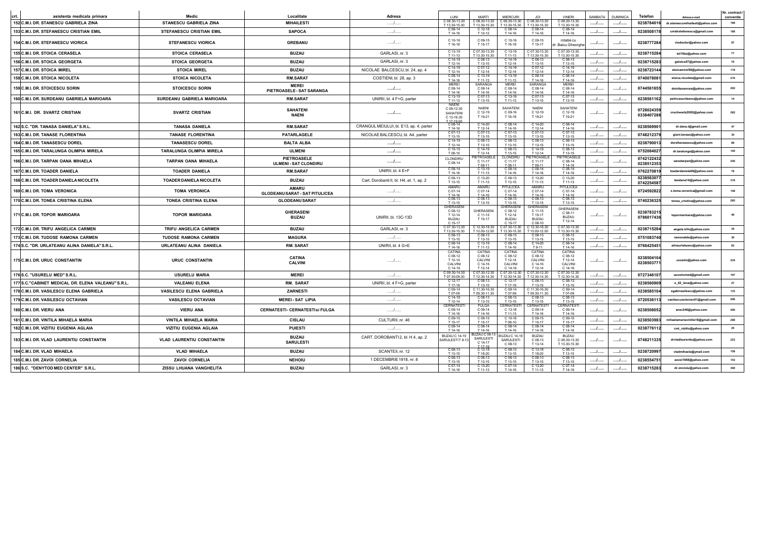| crt. | asistenta medicala primara | Medic | Localitate | Adresa | LUNI | MARTI | MIERCURI | JOI | VINERI | SAMBATA | DUMINICA | Telefon | Adresa e-mail | Nr. contract/ conventie |
|---|---|---|---|---|---|---|---|---|---|---|---|---|---|---|
| 152 | C.M.I. DR. STANESCU GABRIELA ZINA | STANESCU GABRIELA ZINA | MIHAILESTI | ...../..... | C 08.30-13.30 T 13.30-15.30 | C 08.30-13.30 T 13.30-15.30 | C 08.30-13.30 T 13.30-15.30 | C 08.30-13.30 T 13.30-15.30 | C 08.30-13.30 T 13.30-15.30 | ...../..... | ...../..... | 0238784016 | dr.stanescumihailesti@yahoo.com | 189 |
| 153 | C.M.I. DR. STEFANESCU CRISTIAN EMIL | STEFANESCU CRISTIAN EMIL | SAPOCA | ...../..... | C 08-14 T 14-16 | C 12-18 T 10-12 | C 08-14 T 14-16 | C 08-14 T 14-16 | C 08-14 T 14-16 | ...../..... | ...../..... | 0238508178 | cmidrstefanescu@gmail.com | 188 |
| 154 | C.M.I. DR. STEFANESCU VIORICA | STEFANESCU VIORICA | GREBANU | ...../..... | C 10-16 T 16-18 | C 09-15 T 15-17 | C 10-16 T 16-18 | C 09-15 T 15-17 | rotatie cu dr. Baicu Gheorghe | ...../..... | ...../..... | 0238777284 | viodoctor@yahoo.com | 97 |
| 155 | C.M.I. DR. STOICA CERASELA | STOICA CERASELA | BUZAU | GARLASI, nr. 3 | C 13-19 T 11-13 | C 07.30-13.30 T 13.30-15.30 | C 13-19 T 11-13 | C 07.30-13.30 T 13.30-15.30 | C 07.30-13.30 T 13.30-15.30 | ...../..... | ...../..... | 0238715284 | ist15bz@yahoo.com | 77 |
| 156 | C.M.I. DR. STOICA GEORGETA | STOICA GEORGETA | BUZAU | GARLASI, nr. 3 | C 14-19 T 12-14 | C 08-13 T 13-15 | C 14-19 T 12-14 | C 08-13 T 13-15 | C 08-13 T 13-15 | ...../..... | ...../..... | 0238715283 | gstoica57@yahoo.com | 78 |
| 157 | C.M.I. DR. STOICA MIREL | STOICA MIREL | BUZAU | NICOLAE BALCESCU, bl. 24, ap. 4 | C 14-19 T 12-14 | C 07-12 T 12-14 | C 14-19 T 12-14 | C 07-12 T 12-14 | C 14-19 T 12-14 | ...../..... | ...../..... | 0238723144 | stoicamirel58@yahoo.com | 119 |
| 158 | C.M.I. DR. STOICA NICOLETA | STOICA NICOLETA | RM.SARAT | COSTIENI, bl. 28, ap. 3 | C 08-14 T 14-16 | C 13-19 T 11-13 | C 13-19 T 11-13 | C 08-14 T 14-16 | C 08-14 T 14-16 | ...../..... | ...../..... | 0740078081 | stoica.nicoleta@gmail.com | 216 |
| 159 | C.M.I. DR. STOICESCU SORIN | STOICESCU SORIN | MEREI PIETROASELE - SAT SARANGA | ...../..... | MEREI C 08-14 T 14-16 | SARANGA C 08-14 T 14-16 | MEREI C 08-14 T 14-16 | SARANGA C 08-14 T 14-16 | MEREI C 08-14 T 14-16 | ...../..... | ...../..... | 0744561655 | doinitaoancea@yahoo.com | 202 |
| 160 | C.M.I. DR. SURDEANU GABRIELA MARIOARA | SURDEANU GABRIELA MARIOARA | RM.SARAT | UNIRII, bl. 4 F+G, parter | C 13-19 T 11-13 | C 07-13 T 13-15 | C 13-19 T 11-13 | C 07-13 T 13-15 | C 07-13 T 13-15 | ...../..... | ...../..... | 0238561162 | petricasurdeanu@yahoo.com | 14 |
| 161 | C.M.I. DR. SVARTZ CRISTIAN | SVARTZ CRISTIAN | SAHATENI NAENI | ...../..... | NAENI C 09-12.30 SAHATENI C 13-16.30 T 17-19.00 | NAENI C 12-19 T 19-21 | SAHATENI C 09-16 T 16-18 | NAENI C 12-19 T 19-21 | SAHATENI C 12-19 T 19-21 | ...../..... | ...../..... | 0728024359 0338407288 | crschwartz2002@yahoo.com | 282 |
| 162 | S.C. "DR. TANASA DANIELA" S.R.L. | TANASA DANIELA | RM.SARAT | CRANGUL MEIULUI, bl. E13, ap. 4, parter | C 08-14 T 14-16 | C 14-20 T 12-14 | C 08-14 T 14-16 | C 14-20 T 12-14 | C 08-14 T 14-16 | ...../..... | ...../..... | 0238569901 | dr.dana.t@gmail.com | 47 |
| 163 | C.M.I. DR. TANASE FLORENTINA | TANASE FLORENTINA | PATARLAGELE | NICOLAE BALCESCU, bl. A4, parter | C 07-13 T 13-15 | C 07-13 T 13-15 | C 07-13 T 13-15 | C 07-13 T 13-15 | C 07-13 T 13-15 | ...../..... | ...../..... | 0748212379 | giani.tanase@yahoo.com | 34 |
| 164 | C.M.I. DR. TANASESCU DOREL | TANASESCU DOREL | BALTA ALBA | ...../..... | C 14-19 T 12-14 | C 08-13 T 13-15 | C 08-13 T 13-15 | C 08-13 T 13-15 | C 08-13 T 13-15 | ...../..... | ...../..... | 0238790013 | doreltanasescu@yahoo.com | 89 |
| 165 | C.M.I. DR. TARALUNGA OLIMPIA MIRELA | TARALUNGA OLIMPIA MIRELA | ULMENI | ...../..... | C 10-15 T 08-10 | C 14-19 T 12-14 | C 08-13 T 13-15 | C 14-19 T 12-14 | C 08-13 T 13-15 | ...../..... | ...../..... | 0752084027 | dr.taralunga@yahoo.com | 145 |
| 166 | C.M.I. DR. TARPAN OANA MIHAELA | TARPAN OANA MIHAELA | PIETROASELE ULMENI - SAT CLONDIRU | ...../..... | CLONDIRU C 08-14 | PIETROASELE C 11-17 T 08-11 | CLONDIRU C 11-17 T 08-11 | PIETROASELE C 11-17 T 09-11 | PIETROASELE C 08-14 T 14-16 | ...../..... | ...../..... | 0742122432 0238512353 | oanatarpan@yahoo.com | 245 |
| 167 | C.M.I. DR. TOADER DANIELA | TOADER DANIELA | RM.SARAT | UNIRII, bl. 4 E+F | C 08-14 T 14-16 | C 13-19 T 11-13 | C 08-14 T 14-16 | C 08-14 T 14-16 | C 08-14 T 14-16 | ...../..... | ...../..... | 0762270819 | toaderdaniela68@yahoo.com | 76 |
| 168 | C.M.I. DR. TOADER DANIELA NICOLETA | TOADER DANIELA NICOLETA | BUZAU | Cart. Dorobanti II, bl. H4, et. 1, ap. 2 | C 06-13 T 13-15 | C 13-20 T 11-13 | C 06-13 T 13-15 | C 13-20 T 11-13 | C 13-20 T 11-13 | ...../..... | ...../..... | 0238563077 0742254587 | teodana14@yahoo.com | 316 |
| 169 | C.M.I. DR. TOMA VERONICA | TOMA VERONICA | AMARU GLODEANU SARAT - SAT PITULICEA | ...../..... | AMARU C 07-14 T 14-16 | AMARU C 07-14 T 14-16 | PITULICEA C 07-14 T 14-16 | AMARU C 07-14 T 14-16 | PITULICEA C 07-14 T 14-16 | ...../..... | ...../..... | 0724592822 | x.toma.veronica@gmail.com | 146 |
| 170 | C.M.I. DR. TONEA CRISTINA ELENA | TONEA CRISTINA ELENA | GLODEANU SARAT | ...../..... | C 08-13 T 13-15 | C 08-13 T 13-15 | C 08-13 T 13-15 | C 08-13 T 13-15 | C 08-13 T 13-15 | ...../..... | ...../..... | 0740236325 | tonea_cristina@yahoo.com | 265 |
| 171 | C.M.I. DR. TOPOR MARIOARA | TOPOR MARIOARA | GHERASENI BUZAU | UNIRII, bl. 13C-13D | GHERASENI C 08-12 T 12-14 BUZAU C 15-17 | GHERASENI C 11-15 T 15-17 | GHERASENI C 08-12 T 12-14 BUZAU C 15-17 | GHERASENI C 11-15 T 15-17 BUZAU C 08-10 | GHERASENI C 08-11 BUZAU T 12-14 | ...../..... | ...../..... | 0238783215 0786017436 | topormarioara@yahoo.com | 40 |
| 172 | C.M.I. DR. TRIFU ANGELICA CARMEN | TRIFU ANGELICA CARMEN | BUZAU | GARLASI, nr. 3 | C 07.30-13.30 T 13.30-15.30 | C 12.30-18.30 T 10.00-12.00 | C 07.30-13.30 T 13.30-15.30 | C 12.30-18.30 T 10.00-12.00 | C 07.30-13.30 T 13.30-15.30 | ...../..... | ...../..... | 0238715284 | angela.trifu@yahoo.com | 35 |
| 173 | C.M.I. DR. TUDOSE RAMONA CARMEN | TUDOSE RAMONA CARMEN | MAGURA | ...../..... | C 08-13 T 13-15 | C 08-13 T 13-15 | C 08-13 T 13-15 | C 08-13 T 13-15 | C 08-13 T 13-15 | ...../..... | ...../..... | 0751083740 | ramonatds@yahoo.com | 30 |
| 174 | S.C. "DR. URLATEANU ALINA DANIELA" S.R.L. | URLATEANU ALINA DANIELA | RM. SARAT | UNIRII, bl. 4 G+E | C 08-14 T 14-16 | C 13-19 T 11-13 | C 08-14 T 14-16 | C 14-20 T 9-11 | C 08-14 T 14-16 | ...../..... | ...../..... | 0766425451 | alinaurlateanu@yahoo.com | 83 |
| 175 | C.M.I. DR. URUC CONSTANTIN | URUC CONSTANTIN | CATINA CALVINI | ...../..... | CATINA C 08-12 T 12-14 CALVINI C 14-16 | CATINA C 08-12 CALVINI C 14-16 T 12-14 | CATINA C 08-12 T 12-14 CALVINI C 14-16 | CATINA C 08-12 CALVINI C 14-16 T 12-14 | CATINA C 08-12 T 12-14 CALVINI C 14-16 | ...../..... | ...../..... | 0238504104 0238503771 | ucostin@yahoo.com | 234 |
| 176 | S.C. "USURELU MED" S.R.L. | USURELU MARIA | MEREI | ...../..... | C 09.30-14.30 T 07.30-09.30 | C 07.30-12.30 T 12.30-14.30 | C 07.30-12.30 T 12.30-14.30 | C 07.30-12.30 T 12.30-14.30 | C 07.30-12.30 T 12.30-14.30 | ...../..... | ...../..... | 0727346107 | usurelumed@gmail.com | 197 |
| 177 | S.C."CABINET MEDICAL DR. ELENA VALEANU" S.R.L. | VALEANU ELENA | RM. SARAT | UNIRII, bl. 4 F+G, parter | C 12-17 T 17-19 | C 08-13 T 13-15 | C 12-17 T 17-19 | C 08-13 T 13-15 | C 08-13 T 13-15 | ...../..... | ...../..... | 0238560909 | e_62_lena@yahoo.com | 27 |
| 178 | C.M.I. DR. VASILESCU ELENA GABRIELA | VASILESCU ELENA GABRIELA | ZARNESTI | ...../..... | C 09-14 T 07-09 | C 11.30-16.30 T 09.30-11.30 | C 09-14 T 07-09 | C 11.30-16.30 T 09.30-11.30 | C 09-14 T 07-09 | ...../..... | ...../..... | 0238585104 | egabivasilescu@yahoo.com | 133 |
| 179 | C.M.I. DR. VASILESCU OCTAVIAN | VASILESCU OCTAVIAN | MEREI - SAT LIPIA | ...../..... | C 14-19 T 12-14 | C 08-13 T 13-15 | C 08-13 T 13-15 | C 08-13 T 13-15 | C 08-13 T 13-15 | ...../..... | ...../..... | 0720536113 | vasilescuoctavian51@gmail.com | 206 |
| 180 | C.M.I. DR. VIERU ANA | VIERU ANA | CERNATESTI - CERNATESTI si FULGA | ...../..... | CERNATESTI C 09-14 T 14-16 | FULGA C 09-14 T 14-16 | CERNATESTI C 13-18 T 11-13 | CERNATESTI C 09-14 T 14-16 | CERNATESTI C 09-14 T 14-16 | ...../..... | ...../..... | 0238508052 | anav246@yahoo.com | 200 |
| 181 | C.M.I. DR. VINTILA MIHAELA MARIA | VINTILA MIHAELA MARIA | CISLAU | CULTURII, nr. 46 | C 09-15 T 15-17 | C 09-15 T 15-17 | C 10-16 T 08-10 | C 09-15 T 15-17 | C 09-15 T 15-17 | ...../..... | ...../..... | 0238503983 | mihaelamariavintila16@gmail.com | 268 |
| 182 | C.M.I. DR. VIZITIU EUGENIA AGLAIA | VIZITIU EUGENIA AGLAIA | PUIESTI | ...../..... | C 08-14 T 14-16 | C 08-14 T 14-16 | C 08-14 T 14-16 | C 08-14 T 14-16 | C 08-14 T 14-16 | ...../..... | ...../..... | 0238776112 | cmi_vizitiu@yahoo.com | 25 |
| 183 | C.M.I. DR. VLAD LAURENTIU CONSTANTIN | VLAD LAURENTIU CONSTANTIN | BUZAU SARULESTI | CART. DOROBANTI 2, bl. H 4, ap. 2 | BUZAU C 14-19 SARULESTI T 8-13 | BUZAU C 08-13 SARULESTI C 14-17 T 17-19 | BUZAU C 14-19 SARULESTI C 08-13 | BUZAU C 08-13 T 13-14 | BUZAU C 08.30-13.30 T 13.30-15.30 | ...../..... | ...../..... | 0748211335 | drvladlaurentiu@yahoo.com | 223 |
| 184 | C.M.I. DR. VLAD MIHAELA | VLAD MIHAELA | BUZAU | SCANTEII, nr. 12 | C 08-13 T 13-15 | C 13-18 T 18-20 | C 08-13 T 13-15 | C 13-18 T 18-20 | C 08-13 T 13-15 | ...../..... | ...../..... | 0238720997 | vladmihaela@ymail.com | 158 |
| 185 | C.M.I. DR. ZAVOI CORNELIA | ZAVOI CORNELIA | NEHOIU | 1 DECEMBRIE 1918, nr. 8 | C 08-13 T 13-15 | C 08-13 T 13-15 | C 08-13 T 13-15 | C 08-13 T 13-15 | C 08-13 T 13-15 | ...../..... | ...../..... | 0238554751 | zavoi1948@yahoo.com | 153 |
| 186 | S.C. "DENYTOD MED CENTER" S.R.L. | ZISSU LHUANA VANGHELITA | BUZAU | GARLASI, nr. 3 | C 07-14 T 14-16 | C 13-20 T 11-13 | C 07-14 T 14-16 | C 13-20 T 11-13 | C 07-14 T 14-16 | ...../..... | ...../..... | 0238715283 | dr.oncioiu@yahoo.com | 300 |